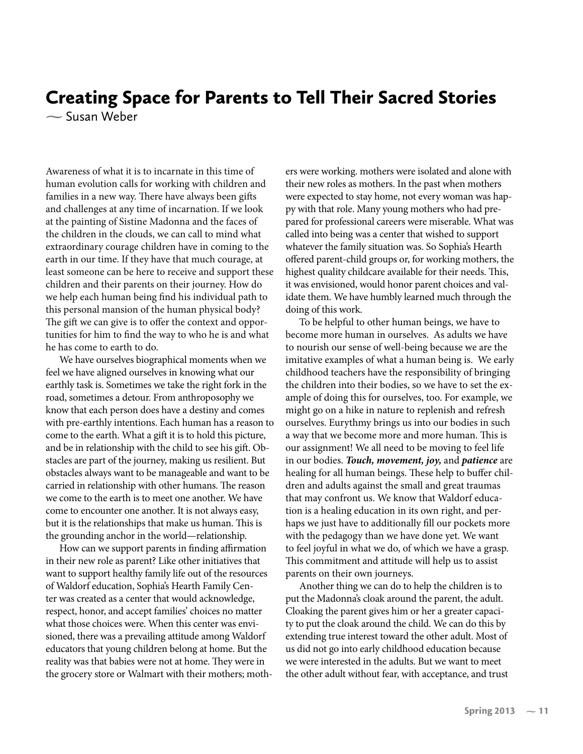# Creating Space for Parents to Tell Their Sacred Stories

— Susan Weber

Awareness of what it is to incarnate in this time of human evolution calls for working with children and families in a new way. There have always been gifts and challenges at any time of incarnation. If we look at the painting of Sistine Madonna and the faces of the children in the clouds, we can call to mind what extraordinary courage children have in coming to the earth in our time. If they have that much courage, at least someone can be here to receive and support these children and their parents on their journey. How do we help each human being find his individual path to this personal mansion of the human physical body? The gift we can give is to offer the context and opportunities for him to find the way to who he is and what he has come to earth to do.

We have ourselves biographical moments when we feel we have aligned ourselves in knowing what our earthly task is. Sometimes we take the right fork in the road, sometimes a detour. From anthroposophy we know that each person does have a destiny and comes with pre-earthly intentions. Each human has a reason to come to the earth. What a gift it is to hold this picture, and be in relationship with the child to see his gift. Obstacles are part of the journey, making us resilient. But obstacles always want to be manageable and want to be carried in relationship with other humans. The reason we come to the earth is to meet one another. We have come to encounter one another. It is not always easy, but it is the relationships that make us human. This is the grounding anchor in the world—relationship.

How can we support parents in finding affirmation in their new role as parent? Like other initiatives that want to support healthy family life out of the resources of Waldorf education, Sophia's Hearth Family Center was created as a center that would acknowledge, respect, honor, and accept families' choices no matter what those choices were. When this center was envisioned, there was a prevailing attitude among Waldorf educators that young children belong at home. But the reality was that babies were not at home. They were in the grocery store or Walmart with their mothers; mothers were working. mothers were isolated and alone with their new roles as mothers. In the past when mothers were expected to stay home, not every woman was happy with that role. Many young mothers who had prepared for professional careers were miserable. What was called into being was a center that wished to support whatever the family situation was. So Sophia's Hearth offered parent-child groups or, for working mothers, the highest quality childcare available for their needs. This, it was envisioned, would honor parent choices and validate them. We have humbly learned much through the doing of this work.

To be helpful to other human beings, we have to become more human in ourselves. As adults we have to nourish our sense of well-being because we are the imitative examples of what a human being is. We early childhood teachers have the responsibility of bringing the children into their bodies, so we have to set the example of doing this for ourselves, too. For example, we might go on a hike in nature to replenish and refresh ourselves. Eurythmy brings us into our bodies in such a way that we become more and more human. This is our assignment! We all need to be moving to feel life in our bodies. ***Touch, movement, joy,*** and ***patience*** are healing for all human beings. These help to buffer children and adults against the small and great traumas that may confront us. We know that Waldorf education is a healing education in its own right, and perhaps we just have to additionally fill our pockets more with the pedagogy than we have done yet. We want to feel joyful in what we do, of which we have a grasp. This commitment and attitude will help us to assist parents on their own journeys.

Another thing we can do to help the children is to put the Madonna's cloak around the parent, the adult. Cloaking the parent gives him or her a greater capacity to put the cloak around the child. We can do this by extending true interest toward the other adult. Most of us did not go into early childhood education because we were interested in the adults. But we want to meet the other adult without fear, with acceptance, and trust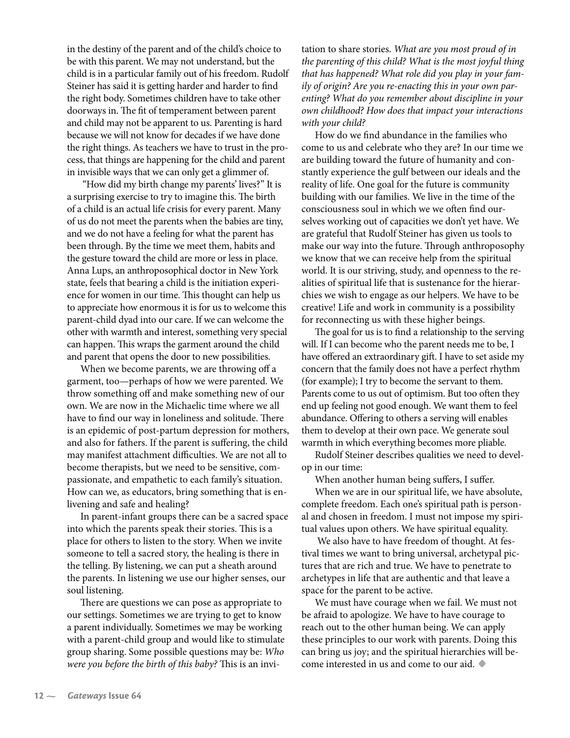in the destiny of the parent and of the child's choice to be with this parent. We may not understand, but the child is in a particular family out of his freedom. Rudolf Steiner has said it is getting harder and harder to find the right body. Sometimes children have to take other doorways in. The fit of temperament between parent and child may not be apparent to us. Parenting is hard because we will not know for decades if we have done the right things. As teachers we have to trust in the process, that things are happening for the child and parent in invisible ways that we can only get a glimmer of.

"How did my birth change my parents' lives?" It is a surprising exercise to try to imagine this. The birth of a child is an actual life crisis for every parent. Many of us do not meet the parents when the babies are tiny, and we do not have a feeling for what the parent has been through. By the time we meet them, habits and the gesture toward the child are more or less in place. Anna Lups, an anthroposophical doctor in New York state, feels that bearing a child is the initiation experience for women in our time. This thought can help us to appreciate how enormous it is for us to welcome this parent-child dyad into our care. If we can welcome the other with warmth and interest, something very special can happen. This wraps the garment around the child and parent that opens the door to new possibilities.

When we become parents, we are throwing off a garment, too—perhaps of how we were parented. We throw something off and make something new of our own. We are now in the Michaelic time where we all have to find our way in loneliness and solitude. There is an epidemic of post-partum depression for mothers, and also for fathers. If the parent is suffering, the child may manifest attachment difficulties. We are not all to become therapists, but we need to be sensitive, compassionate, and empathetic to each family's situation. How can we, as educators, bring something that is enlivening and safe and healing?

In parent-infant groups there can be a sacred space into which the parents speak their stories. This is a place for others to listen to the story. When we invite someone to tell a sacred story, the healing is there in the telling. By listening, we can put a sheath around the parents. In listening we use our higher senses, our soul listening.

There are questions we can pose as appropriate to our settings. Sometimes we are trying to get to know a parent individually. Sometimes we may be working with a parent-child group and would like to stimulate group sharing. Some possible questions may be: *Who were you before the birth of this baby?* This is an invitation to share stories. *What are you most proud of in the parenting of this child? What is the most joyful thing that has happened? What role did you play in your family of origin? Are you re-enacting this in your own parenting? What do you remember about discipline in your own childhood? How does that impact your interactions with your child?*

How do we find abundance in the families who come to us and celebrate who they are? In our time we are building toward the future of humanity and constantly experience the gulf between our ideals and the reality of life. One goal for the future is community building with our families. We live in the time of the consciousness soul in which we we often find ourselves working out of capacities we don't yet have. We are grateful that Rudolf Steiner has given us tools to make our way into the future. Through anthroposophy we know that we can receive help from the spiritual world. It is our striving, study, and openness to the realities of spiritual life that is sustenance for the hierarchies we wish to engage as our helpers. We have to be creative! Life and work in community is a possibility for reconnecting us with these higher beings.

The goal for us is to find a relationship to the serving will. If I can become who the parent needs me to be, I have offered an extraordinary gift. I have to set aside my concern that the family does not have a perfect rhythm (for example); I try to become the servant to them. Parents come to us out of optimism. But too often they end up feeling not good enough. We want them to feel abundance. Offering to others a serving will enables them to develop at their own pace. We generate soul warmth in which everything becomes more pliable.

Rudolf Steiner describes qualities we need to develop in our time:

When another human being suffers, I suffer.

When we are in our spiritual life, we have absolute, complete freedom. Each one's spiritual path is personal and chosen in freedom. I must not impose my spiritual values upon others. We have spiritual equality.

We also have to have freedom of thought. At festival times we want to bring universal, archetypal pictures that are rich and true. We have to penetrate to archetypes in life that are authentic and that leave a space for the parent to be active.

We must have courage when we fail. We must not be afraid to apologize. We have to have courage to reach out to the other human being. We can apply these principles to our work with parents. Doing this can bring us joy; and the spiritual hierarchies will become interested in us and come to our aid. ◆